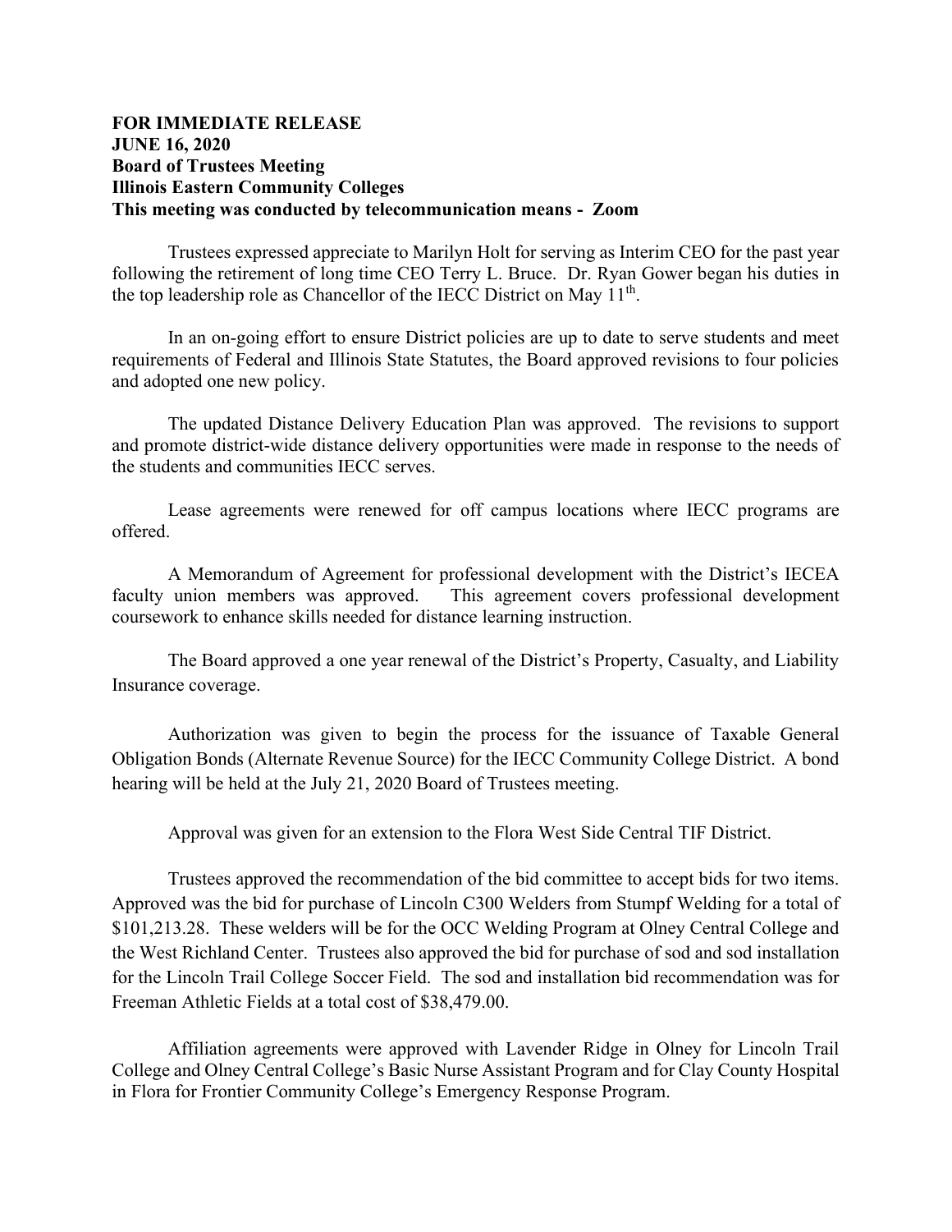**FOR IMMEDIATE RELEASE**
**JUNE 16, 2020**
**Board of Trustees Meeting**
**Illinois Eastern Community Colleges**
**This meeting was conducted by telecommunication means - Zoom**

Trustees expressed appreciate to Marilyn Holt for serving as Interim CEO for the past year following the retirement of long time CEO Terry L. Bruce. Dr. Ryan Gower began his duties in the top leadership role as Chancellor of the IECC District on May 11th.

In an on-going effort to ensure District policies are up to date to serve students and meet requirements of Federal and Illinois State Statutes, the Board approved revisions to four policies and adopted one new policy.

The updated Distance Delivery Education Plan was approved. The revisions to support and promote district-wide distance delivery opportunities were made in response to the needs of the students and communities IECC serves.

Lease agreements were renewed for off campus locations where IECC programs are offered.

A Memorandum of Agreement for professional development with the District's IECEA faculty union members was approved. This agreement covers professional development coursework to enhance skills needed for distance learning instruction.

The Board approved a one year renewal of the District's Property, Casualty, and Liability Insurance coverage.

Authorization was given to begin the process for the issuance of Taxable General Obligation Bonds (Alternate Revenue Source) for the IECC Community College District. A bond hearing will be held at the July 21, 2020 Board of Trustees meeting.

Approval was given for an extension to the Flora West Side Central TIF District.

Trustees approved the recommendation of the bid committee to accept bids for two items. Approved was the bid for purchase of Lincoln C300 Welders from Stumpf Welding for a total of $101,213.28. These welders will be for the OCC Welding Program at Olney Central College and the West Richland Center. Trustees also approved the bid for purchase of sod and sod installation for the Lincoln Trail College Soccer Field. The sod and installation bid recommendation was for Freeman Athletic Fields at a total cost of $38,479.00.

Affiliation agreements were approved with Lavender Ridge in Olney for Lincoln Trail College and Olney Central College's Basic Nurse Assistant Program and for Clay County Hospital in Flora for Frontier Community College's Emergency Response Program.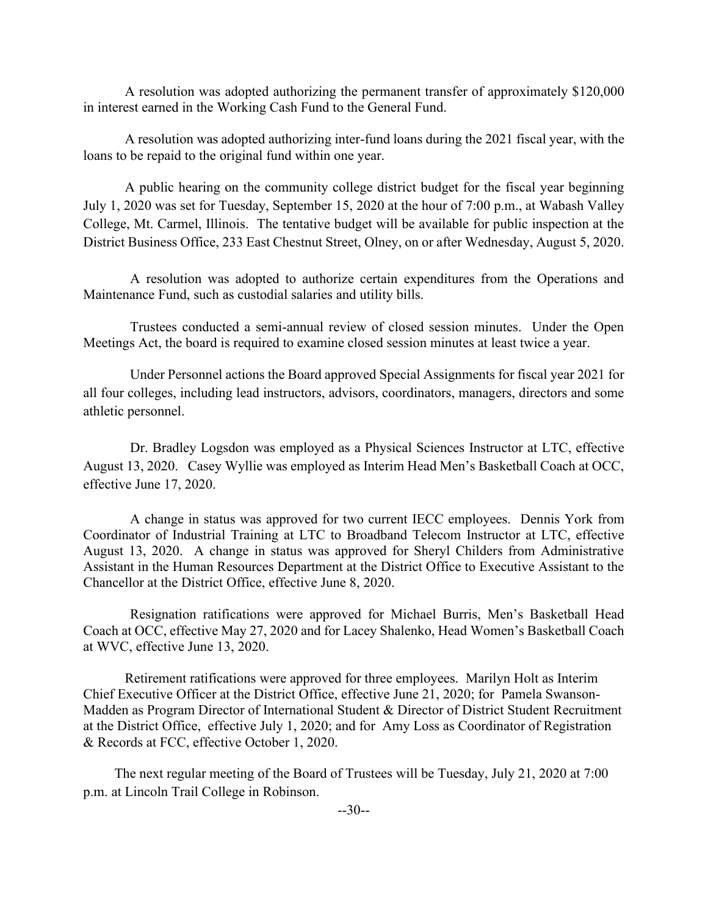A resolution was adopted authorizing the permanent transfer of approximately $120,000 in interest earned in the Working Cash Fund to the General Fund.

A resolution was adopted authorizing inter-fund loans during the 2021 fiscal year, with the loans to be repaid to the original fund within one year.

A public hearing on the community college district budget for the fiscal year beginning July 1, 2020 was set for Tuesday, September 15, 2020 at the hour of 7:00 p.m., at Wabash Valley College, Mt. Carmel, Illinois. The tentative budget will be available for public inspection at the District Business Office, 233 East Chestnut Street, Olney, on or after Wednesday, August 5, 2020.

A resolution was adopted to authorize certain expenditures from the Operations and Maintenance Fund, such as custodial salaries and utility bills.

Trustees conducted a semi-annual review of closed session minutes. Under the Open Meetings Act, the board is required to examine closed session minutes at least twice a year.

Under Personnel actions the Board approved Special Assignments for fiscal year 2021 for all four colleges, including lead instructors, advisors, coordinators, managers, directors and some athletic personnel.

Dr. Bradley Logsdon was employed as a Physical Sciences Instructor at LTC, effective August 13, 2020. Casey Wyllie was employed as Interim Head Men's Basketball Coach at OCC, effective June 17, 2020.

A change in status was approved for two current IECC employees. Dennis York from Coordinator of Industrial Training at LTC to Broadband Telecom Instructor at LTC, effective August 13, 2020. A change in status was approved for Sheryl Childers from Administrative Assistant in the Human Resources Department at the District Office to Executive Assistant to the Chancellor at the District Office, effective June 8, 2020.

Resignation ratifications were approved for Michael Burris, Men's Basketball Head Coach at OCC, effective May 27, 2020 and for Lacey Shalenko, Head Women's Basketball Coach at WVC, effective June 13, 2020.

Retirement ratifications were approved for three employees. Marilyn Holt as Interim Chief Executive Officer at the District Office, effective June 21, 2020; for Pamela Swanson-Madden as Program Director of International Student & Director of District Student Recruitment at the District Office, effective July 1, 2020; and for Amy Loss as Coordinator of Registration & Records at FCC, effective October 1, 2020.

The next regular meeting of the Board of Trustees will be Tuesday, July 21, 2020 at 7:00 p.m. at Lincoln Trail College in Robinson.

--30--